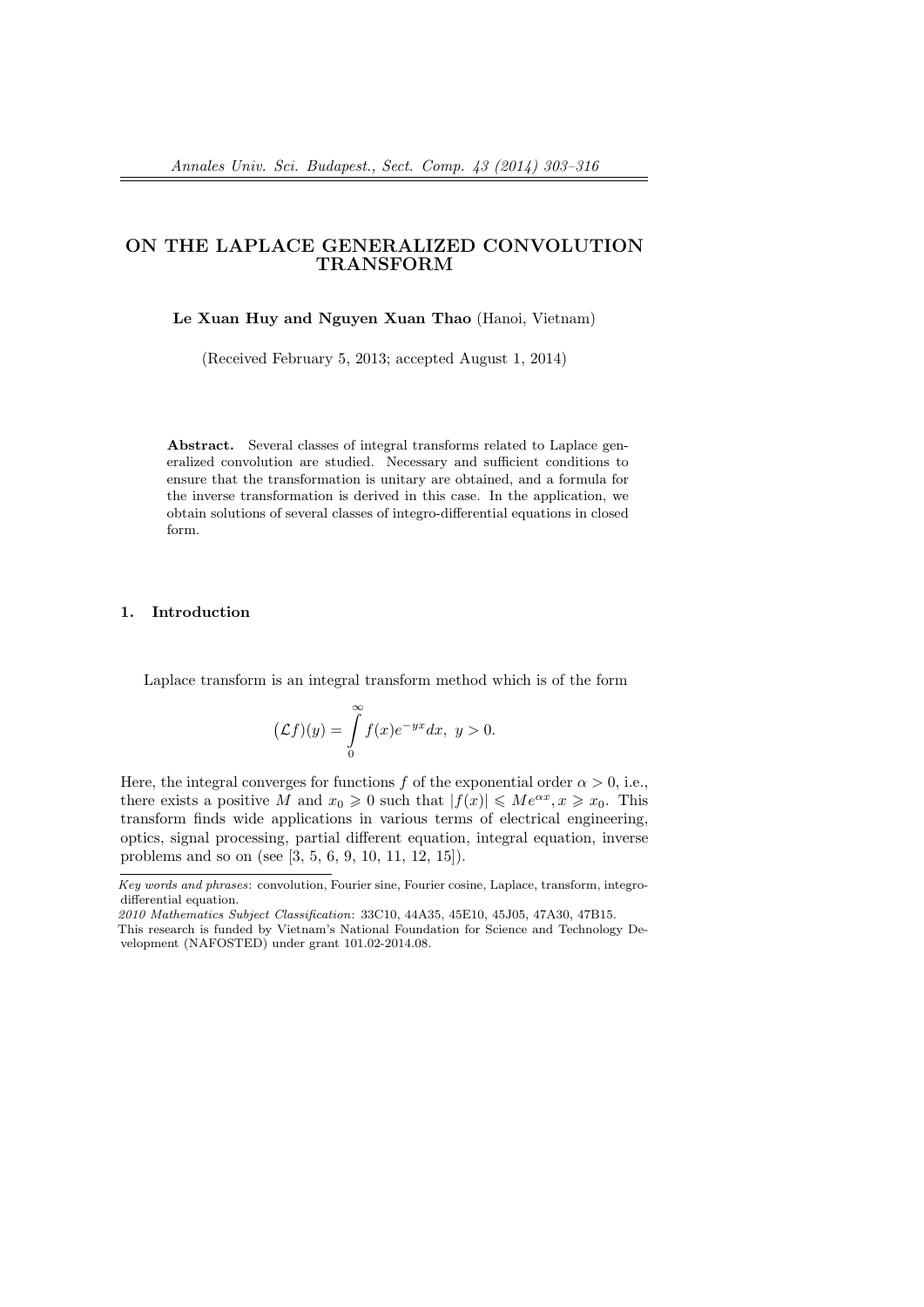# ON THE LAPLACE GENERALIZED CONVOLUTION TRANSFORM

**Le Xuan Huy and Nguyen Xuan Thao** (Hanoi, Vietnam)

(Received February 5, 2013; accepted August 1, 2014)

**Abstract.** Several classes of integral transforms related to Laplace generalized convolution are studied. Necessary and sufficient conditions to ensure that the transformation is unitary are obtained, and a formula for the inverse transformation is derived in this case. In the application, we obtain solutions of several classes of integro-differential equations in closed form.

## 1. Introduction

Laplace transform is an integral transform method which is of the form

$$\big(\mathcal{L}f\big)(y) = \int\limits_0^\infty f(x)e^{-yx}dx,\ y > 0.$$

Here, the integral converges for functions $f$ of the exponential order $\alpha > 0$, i.e., there exists a positive $M$ and $x_0 \geqslant 0$ such that $|f(x)| \leqslant Me^{\alpha x}, x \geqslant x_0$. This transform finds wide applications in various terms of electrical engineering, optics, signal processing, partial different equation, integral equation, inverse problems and so on (see [3, 5, 6, 9, 10, 11, 12, 15]).

---

*Key words and phrases*: convolution, Fourier sine, Fourier cosine, Laplace, transform, integro-differential equation.

*2010 Mathematics Subject Classification*: 33C10, 44A35, 45E10, 45J05, 47A30, 47B15.

This research is funded by Vietnam's National Foundation for Science and Technology Development (NAFOSTED) under grant 101.02-2014.08.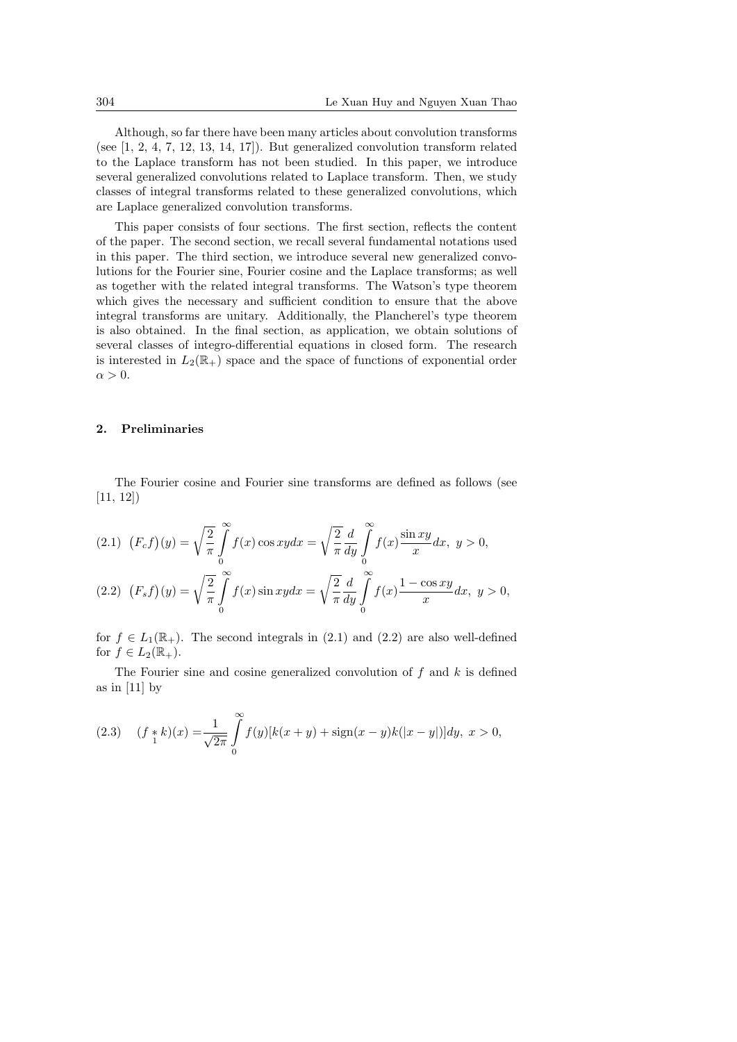Although, so far there have been many articles about convolution transforms (see [1, 2, 4, 7, 12, 13, 14, 17]). But generalized convolution transform related to the Laplace transform has not been studied. In this paper, we introduce several generalized convolutions related to Laplace transform. Then, we study classes of integral transforms related to these generalized convolutions, which are Laplace generalized convolution transforms.

This paper consists of four sections. The first section, reflects the content of the paper. The second section, we recall several fundamental notations used in this paper. The third section, we introduce several new generalized convolutions for the Fourier sine, Fourier cosine and the Laplace transforms; as well as together with the related integral transforms. The Watson's type theorem which gives the necessary and sufficient condition to ensure that the above integral transforms are unitary. Additionally, the Plancherel's type theorem is also obtained. In the final section, as application, we obtain solutions of several classes of integro-differential equations in closed form. The research is interested in $L_2(\mathbb{R}_+)$ space and the space of functions of exponential order $\alpha > 0$.

## 2. Preliminaries

The Fourier cosine and Fourier sine transforms are defined as follows (see [11, 12])

$$
(2.1)\quad \big(F_c f\big)(y) = \sqrt{\frac{2}{\pi}} \int_0^\infty f(x)\cos xy\,dx = \sqrt{\frac{2}{\pi}}\frac{d}{dy}\int_0^\infty f(x)\frac{\sin xy}{x}dx,\ y>0,
$$

$$
(2.2)\quad \big(F_s f\big)(y) = \sqrt{\frac{2}{\pi}} \int_0^\infty f(x)\sin xy\,dx = \sqrt{\frac{2}{\pi}}\frac{d}{dy}\int_0^\infty f(x)\frac{1-\cos xy}{x}dx,\ y>0,
$$

for $f \in L_1(\mathbb{R}_+)$. The second integrals in (2.1) and (2.2) are also well-defined for $f \in L_2(\mathbb{R}_+)$.

The Fourier sine and cosine generalized convolution of $f$ and $k$ is defined as in [11] by

$$
(2.3)\quad (f \underset{1}{*} k)(x) = \frac{1}{\sqrt{2\pi}} \int_0^\infty f(y)[k(x+y) + \operatorname{sign}(x-y)k(|x-y|)]dy,\ x>0,
$$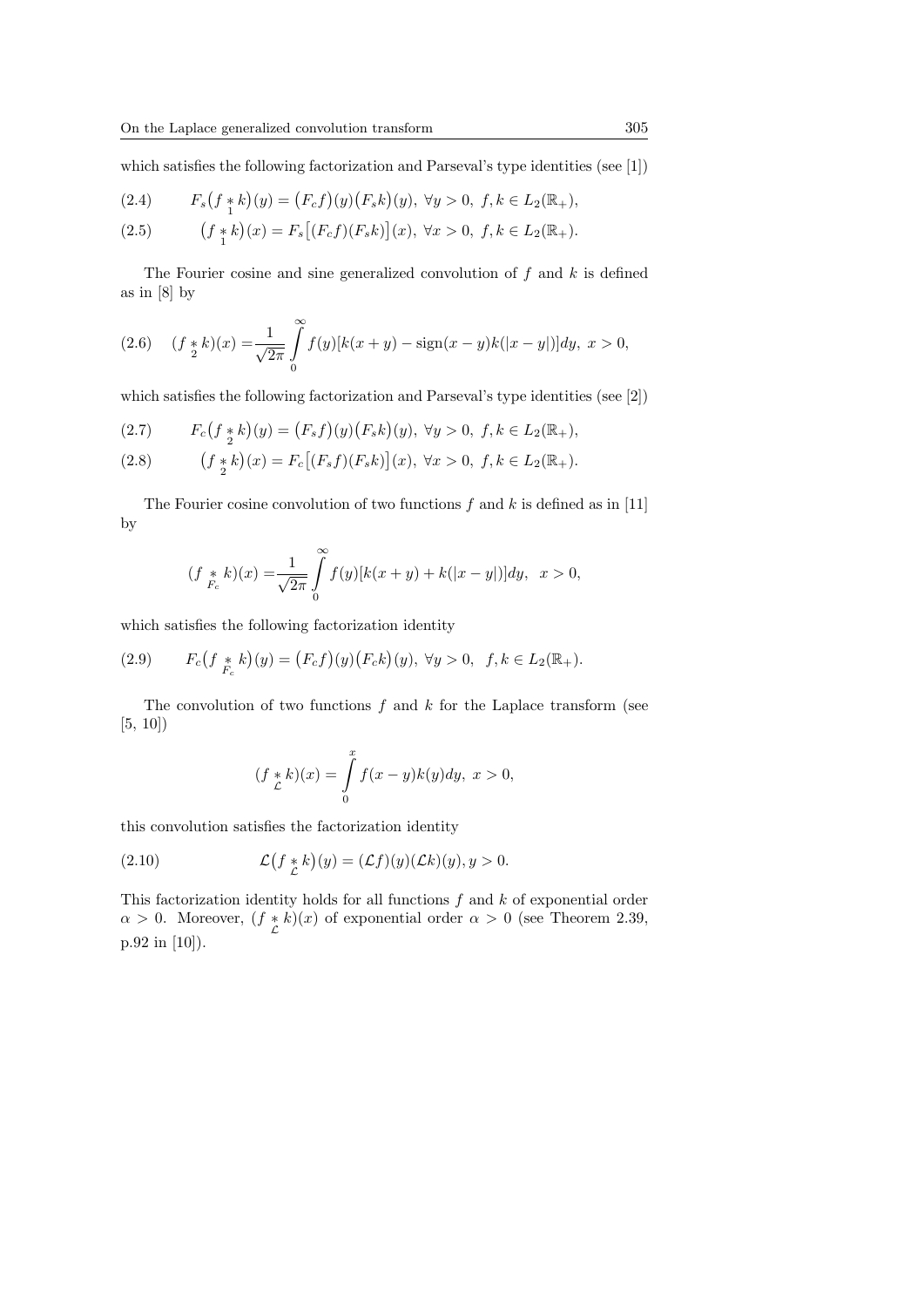which satisfies the following factorization and Parseval's type identities (see [1])

$$
F_s\big(f \underset{1}{*} k\big)(y) = \big(F_c f\big)(y)\big(F_s k\big)(y),\ \forall y > 0,\ f,k \in L_2(\mathbb{R}_+), \tag{2.4}
$$

$$
\big(f \underset{1}{*} k\big)(x) = F_s\big[(F_c f)(F_s k)\big](x),\ \forall x > 0,\ f,k \in L_2(\mathbb{R}_+). \tag{2.5}
$$

The Fourier cosine and sine generalized convolution of $f$ and $k$ is defined as in [8] by

$$
(f \underset{2}{*} k)(x) = \frac{1}{\sqrt{2\pi}} \int_0^\infty f(y)[k(x+y) - \operatorname{sign}(x-y)k(|x-y|)]dy,\ x > 0, \tag{2.6}
$$

which satisfies the following factorization and Parseval's type identities (see [2])

$$
F_c\big(f \underset{2}{*} k\big)(y) = \big(F_s f\big)(y)\big(F_s k\big)(y),\ \forall y > 0,\ f,k \in L_2(\mathbb{R}_+), \tag{2.7}
$$

$$
\big(f \underset{2}{*} k\big)(x) = F_c\big[(F_s f)(F_s k)\big](x),\ \forall x > 0,\ f,k \in L_2(\mathbb{R}_+). \tag{2.8}
$$

The Fourier cosine convolution of two functions $f$ and $k$ is defined as in [11] by

$$
(f \underset{F_c}{*} k)(x) = \frac{1}{\sqrt{2\pi}} \int_0^\infty f(y)[k(x+y) + k(|x-y|)]dy,\ \ x > 0,
$$

which satisfies the following factorization identity

$$
F_c\big(f \underset{F_c}{*} k\big)(y) = \big(F_c f\big)(y)\big(F_c k\big)(y),\ \forall y > 0,\ \ f,k \in L_2(\mathbb{R}_+). \tag{2.9}
$$

The convolution of two functions $f$ and $k$ for the Laplace transform (see [5, 10])

$$
(f \underset{\mathcal{L}}{*} k)(x) = \int_0^x f(x-y)k(y)dy,\ x > 0,
$$

this convolution satisfies the factorization identity

$$
\mathcal{L}\big(f \underset{\mathcal{L}}{*} k\big)(y) = (\mathcal{L}f)(y)(\mathcal{L}k)(y), y > 0. \tag{2.10}
$$

This factorization identity holds for all functions $f$ and $k$ of exponential order $\alpha > 0$. Moreover, $(f \underset{\mathcal{L}}{*} k)(x)$ of exponential order $\alpha > 0$ (see Theorem 2.39, p.92 in [10]).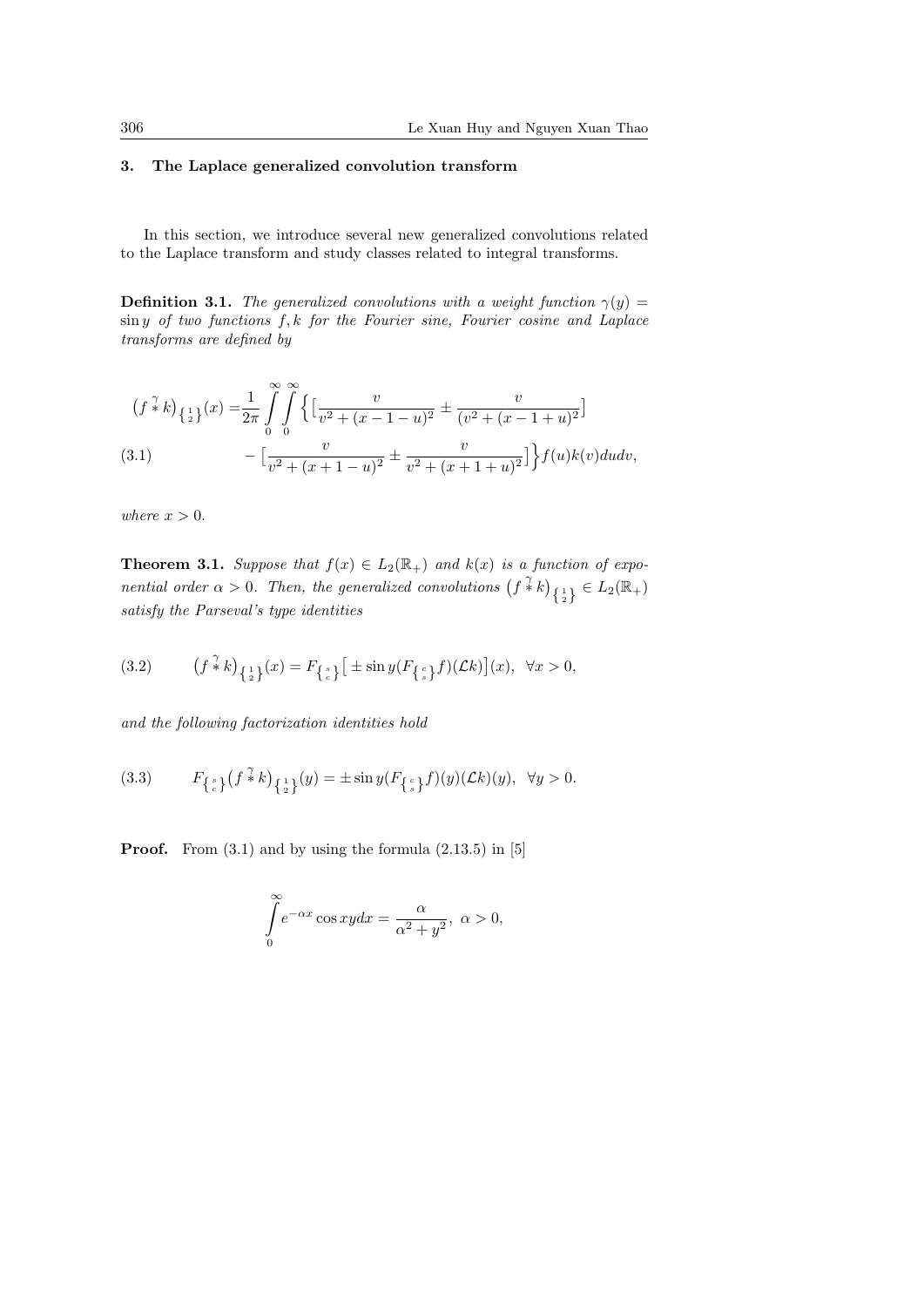## 3. The Laplace generalized convolution transform

In this section, we introduce several new generalized convolutions related to the Laplace transform and study classes related to integral transforms.

**Definition 3.1.** *The generalized convolutions with a weight function $\gamma(y) = \sin y$ of two functions $f, k$ for the Fourier sine, Fourier cosine and Laplace transforms are defined by*

$$
\begin{aligned}
\big(f \overset{\gamma}{*} k\big)_{\left\{\substack{1\\2}\right\}}(x) =& \frac{1}{2\pi}\int\limits_0^\infty\int\limits_0^\infty \Big\{\big[\frac{v}{v^2+(x-1-u)^2} \pm \frac{v}{(v^2+(x-1+u)^2}\big] \\
&- \big[\frac{v}{v^2+(x+1-u)^2} \pm \frac{v}{v^2+(x+1+u)^2}\big]\Big\} f(u)k(v)dudv, \qquad (3.1)
\end{aligned}
$$

*where $x > 0$.*

**Theorem 3.1.** *Suppose that $f(x) \in L_2(\mathbb{R}_+)$ and $k(x)$ is a function of exponential order $\alpha > 0$. Then, the generalized convolutions $\big(f \overset{\gamma}{*} k\big)_{\left\{\substack{1\\2}\right\}} \in L_2(\mathbb{R}_+)$ satisfy the Parseval's type identities*

$$
\big(f \overset{\gamma}{*} k\big)_{\left\{\substack{1\\2}\right\}}(x) = F_{\left\{\substack{s\\c}\right\}}\big[\pm \sin y (F_{\left\{\substack{c\\s}\right\}}f)(\mathcal{L}k)\big](x), \ \ \forall x > 0, \qquad (3.2)
$$

*and the following factorization identities hold*

$$
F_{\left\{\substack{s\\c}\right\}}\big(f \overset{\gamma}{*} k\big)_{\left\{\substack{1\\2}\right\}}(y) = \pm \sin y (F_{\left\{\substack{c\\s}\right\}}f)(y)(\mathcal{L}k)(y), \ \ \forall y > 0. \qquad (3.3)
$$

**Proof.** From (3.1) and by using the formula (2.13.5) in [5]

$$
\int\limits_0^\infty e^{-\alpha x}\cos xy dx = \frac{\alpha}{\alpha^2+y^2}, \ \alpha > 0,
$$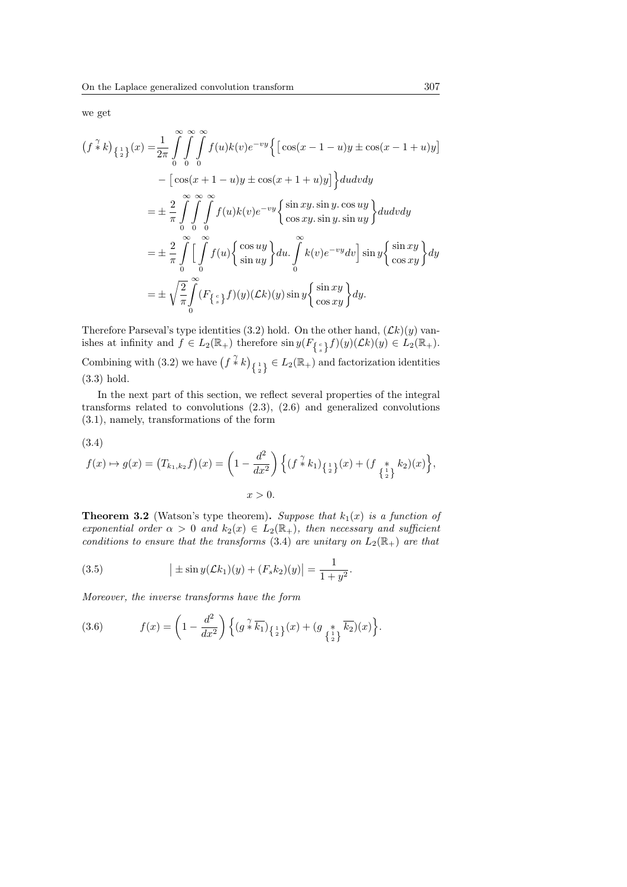we get

$$
\begin{aligned}
\big(f \overset{\gamma}{*} k\big)_{\left\{\substack{1\\2}\right\}}(x) =& \frac{1}{2\pi} \int\limits_0^\infty \int\limits_0^\infty \int\limits_0^\infty f(u)k(v)e^{-vy}\Big\{\big[\cos(x-1-u)y \pm \cos(x-1+u)y\big] \\
&- \big[\cos(x+1-u)y \pm \cos(x+1+u)y\big]\Big\}dudvdy \\
=& \pm \frac{2}{\pi} \int\limits_0^\infty \int\limits_0^\infty \int\limits_0^\infty f(u)k(v)e^{-vy} \begin{Bmatrix} \sin xy.\sin y.\cos uy \\ \cos xy.\sin y.\sin uy \end{Bmatrix} dudvdy \\
=& \pm \frac{2}{\pi} \int\limits_0^\infty \Big[\int\limits_0^\infty f(u) \begin{Bmatrix} \cos uy \\ \sin uy \end{Bmatrix} du. \int\limits_0^\infty k(v)e^{-vy}dv\Big] \sin y \begin{Bmatrix} \sin xy \\ \cos xy \end{Bmatrix} dy \\
=& \pm \sqrt{\frac{2}{\pi}} \int\limits_0^\infty (F_{\left\{\substack{c\\s}\right\}}f)(y)(\mathcal{L}k)(y)\sin y \begin{Bmatrix} \sin xy \\ \cos xy \end{Bmatrix} dy.
\end{aligned}
$$

Therefore Parseval's type identities (3.2) hold. On the other hand, $(\mathcal{L}k)(y)$ vanishes at infinity and $f \in L_2(\mathbb{R}_+)$ therefore $\sin y(F_{\left\{\substack{c\\s}\right\}}f)(y)(\mathcal{L}k)(y) \in L_2(\mathbb{R}_+)$. Combining with (3.2) we have $\big(f \overset{\gamma}{*} k\big)_{\left\{\substack{1\\2}\right\}} \in L_2(\mathbb{R}_+)$ and factorization identities (3.3) hold.

In the next part of this section, we reflect several properties of the integral transforms related to convolutions (2.3), (2.6) and generalized convolutions (3.1), namely, transformations of the form

(3.4)

$$
f(x) \mapsto g(x) = \big(T_{k_1,k_2}f\big)(x) = \left(1 - \frac{d^2}{dx^2}\right)\Big\{(f \overset{\gamma}{*} k_1)_{\left\{\substack{1\\2}\right\}}(x) + (f \underset{\left\{\substack{1\\2}\right\}}{*} k_2)(x)\Big\},
$$

$$
x > 0.
$$

**Theorem 3.2** (Watson's type theorem)**.** *Suppose that $k_1(x)$ is a function of exponential order $\alpha > 0$ and $k_2(x) \in L_2(\mathbb{R}_+)$, then necessary and sufficient conditions to ensure that the transforms (3.4) are unitary on $L_2(\mathbb{R}_+)$ are that*

$$
\big| \pm \sin y(\mathcal{L}k_1)(y) + (F_s k_2)(y)\big| = \frac{1}{1+y^2}. \tag{3.5}
$$

*Moreover, the inverse transforms have the form*

$$
f(x) = \left(1 - \frac{d^2}{dx^2}\right)\Big\{(g \overset{\gamma}{*} \overline{k_1})_{\left\{\substack{1\\2}\right\}}(x) + (g \underset{\left\{\substack{1\\2}\right\}}{*} \overline{k_2})(x)\Big\}. \tag{3.6}
$$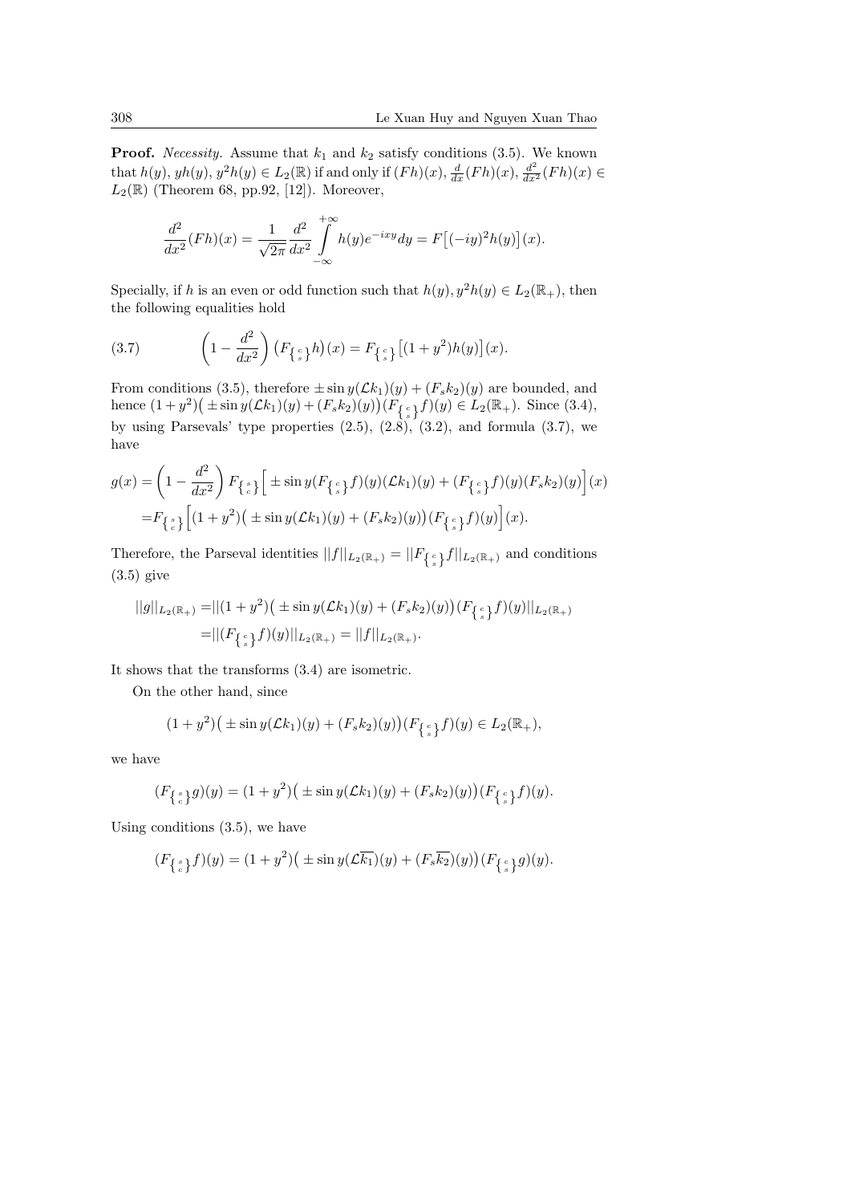**Proof.** *Necessity.* Assume that $k_1$ and $k_2$ satisfy conditions (3.5). We known that $h(y)$, $yh(y)$, $y^2h(y) \in L_2(\mathbb{R})$ if and only if $(Fh)(x)$, $\frac{d}{dx}(Fh)(x)$, $\frac{d^2}{dx^2}(Fh)(x) \in L_2(\mathbb{R})$ (Theorem 68, pp.92, [12]). Moreover,

$$\frac{d^2}{dx^2}(Fh)(x) = \frac{1}{\sqrt{2\pi}} \frac{d^2}{dx^2} \int\limits_{-\infty}^{+\infty} h(y) e^{-ixy} dy = F\big[(-iy)^2 h(y)\big](x).$$

Specially, if $h$ is an even or odd function such that $h(y), y^2h(y) \in L_2(\mathbb{R}_+)$, then the following equalities hold

$$\left(1 - \frac{d^2}{dx^2}\right)\big(F_{\left\{ {c \atop s} \right\}} h\big)(x) = F_{\left\{ {c \atop s} \right\}}\big[(1+y^2)h(y)\big](x). \tag{3.7}$$

From conditions (3.5), therefore $\pm \sin y(\mathcal{L}k_1)(y) + (F_s k_2)(y)$ are bounded, and hence $(1+y^2)\big(\pm \sin y(\mathcal{L}k_1)(y) + (F_s k_2)(y)\big)(F_{\left\{ {c \atop s} \right\}} f)(y) \in L_2(\mathbb{R}_+)$. Since (3.4), by using Parsevals' type properties (2.5), (2.8), (3.2), and formula (3.7), we have

$$\begin{aligned}
g(x) &= \left(1 - \frac{d^2}{dx^2}\right) F_{\left\{ {s \atop c} \right\}}\Big[\pm \sin y(F_{\left\{ {c \atop s} \right\}} f)(y)(\mathcal{L}k_1)(y) + (F_{\left\{ {c \atop s} \right\}} f)(y)(F_s k_2)(y)\Big](x) \\
&= F_{\left\{ {s \atop c} \right\}}\Big[(1+y^2)\big(\pm \sin y(\mathcal{L}k_1)(y) + (F_s k_2)(y)\big)(F_{\left\{ {c \atop s} \right\}} f)(y)\Big](x).
\end{aligned}$$

Therefore, the Parseval identities $||f||_{L_2(\mathbb{R}_+)} = ||F_{\left\{ {c \atop s} \right\}} f||_{L_2(\mathbb{R}_+)}$ and conditions (3.5) give

$$\begin{aligned}
||g||_{L_2(\mathbb{R}_+)} &= ||(1+y^2)\big(\pm \sin y(\mathcal{L}k_1)(y) + (F_s k_2)(y)\big)(F_{\left\{ {c \atop s} \right\}} f)(y)||_{L_2(\mathbb{R}_+)} \\
&= ||(F_{\left\{ {c \atop s} \right\}} f)(y)||_{L_2(\mathbb{R}_+)} = ||f||_{L_2(\mathbb{R}_+)}.
\end{aligned}$$

It shows that the transforms (3.4) are isometric.

On the other hand, since

$$(1+y^2)\big(\pm \sin y(\mathcal{L}k_1)(y) + (F_s k_2)(y)\big)(F_{\left\{ {c \atop s} \right\}} f)(y) \in L_2(\mathbb{R}_+),$$

we have

$$(F_{\left\{ {s \atop c} \right\}} g)(y) = (1+y^2)\big(\pm \sin y(\mathcal{L}k_1)(y) + (F_s k_2)(y)\big)(F_{\left\{ {c \atop s} \right\}} f)(y).$$

Using conditions (3.5), we have

$$(F_{\left\{ {s \atop c} \right\}} f)(y) = (1+y^2)\big(\pm \sin y(\mathcal{L}\overline{k_1})(y) + (F_s \overline{k_2})(y)\big)(F_{\left\{ {c \atop s} \right\}} g)(y).$$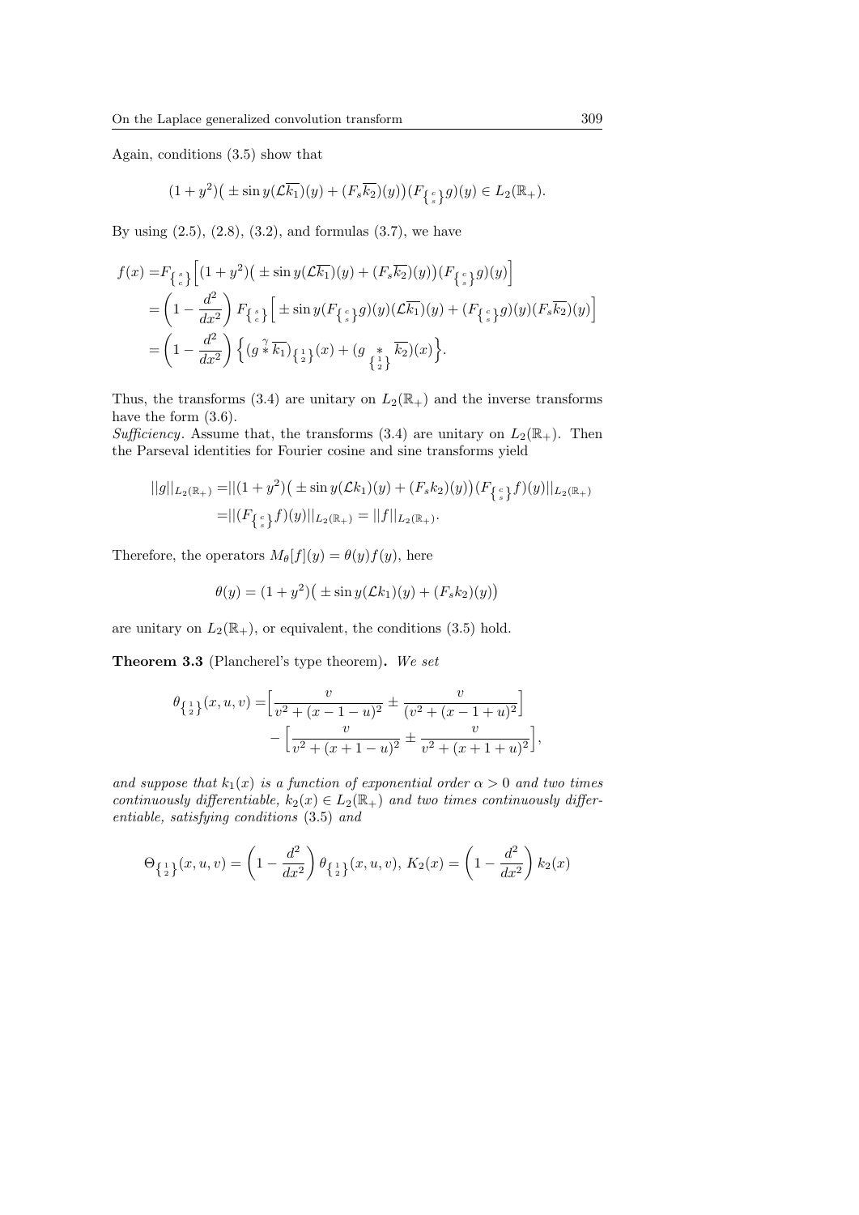Again, conditions (3.5) show that

$$(1+y^2)\big(\pm \sin y(\mathcal{L}\overline{k_1})(y) + (F_s\overline{k_2})(y)\big)(F_{\left\{\substack{c\\s}\right\}}g)(y) \in L_2(\mathbb{R}_+).$$

By using (2.5), (2.8), (3.2), and formulas (3.7), we have

$$\begin{aligned}
f(x) =& F_{\left\{\substack{s\\c}\right\}}\Big[(1+y^2)\big(\pm \sin y(\mathcal{L}\overline{k_1})(y) + (F_s\overline{k_2})(y)\big)(F_{\left\{\substack{c\\s}\right\}}g)(y)\Big] \\
=& \left(1-\frac{d^2}{dx^2}\right) F_{\left\{\substack{s\\c}\right\}}\Big[\pm \sin y(F_{\left\{\substack{c\\s}\right\}}g)(y)(\mathcal{L}\overline{k_1})(y) + (F_{\left\{\substack{c\\s}\right\}}g)(y)(F_s\overline{k_2})(y)\Big] \\
=& \left(1-\frac{d^2}{dx^2}\right) \Big\{(g \overset{\gamma}{*} \overline{k_1})_{\left\{\substack{1\\2}\right\}}(x) + (g \underset{\left\{\substack{1\\2}\right\}}{*} \overline{k_2})(x)\Big\}.
\end{aligned}$$

Thus, the transforms (3.4) are unitary on $L_2(\mathbb{R}_+)$ and the inverse transforms have the form (3.6).

*Sufficiency*. Assume that, the transforms (3.4) are unitary on $L_2(\mathbb{R}_+)$. Then the Parseval identities for Fourier cosine and sine transforms yield

$$\begin{aligned}
||g||_{L_2(\mathbb{R}_+)} =& ||(1+y^2)\big(\pm \sin y(\mathcal{L}k_1)(y) + (F_sk_2)(y)\big)(F_{\left\{\substack{c\\s}\right\}}f)(y)||_{L_2(\mathbb{R}_+)} \\
=& ||(F_{\left\{\substack{c\\s}\right\}}f)(y)||_{L_2(\mathbb{R}_+)} = ||f||_{L_2(\mathbb{R}_+)}.
\end{aligned}$$

Therefore, the operators $M_\theta[f](y) = \theta(y)f(y)$, here

$$\theta(y) = (1+y^2)\big(\pm \sin y(\mathcal{L}k_1)(y) + (F_sk_2)(y)\big)$$

are unitary on $L_2(\mathbb{R}_+)$, or equivalent, the conditions (3.5) hold.

**Theorem 3.3** (Plancherel's type theorem)**.** *We set*

$$\begin{aligned}
\theta_{\left\{\substack{1\\2}\right\}}(x,u,v) =& \Big[\frac{v}{v^2+(x-1-u)^2} \pm \frac{v}{(v^2+(x-1+u)^2}\Big] \\
&- \Big[\frac{v}{v^2+(x+1-u)^2} \pm \frac{v}{v^2+(x+1+u)^2}\Big],
\end{aligned}$$

*and suppose that $k_1(x)$ is a function of exponential order $\alpha > 0$ and two times continuously differentiable, $k_2(x) \in L_2(\mathbb{R}_+)$ and two times continuously differentiable, satisfying conditions* (3.5) *and*

$$\Theta_{\left\{\substack{1\\2}\right\}}(x,u,v) = \left(1-\frac{d^2}{dx^2}\right)\theta_{\left\{\substack{1\\2}\right\}}(x,u,v),\; K_2(x) = \left(1-\frac{d^2}{dx^2}\right)k_2(x)$$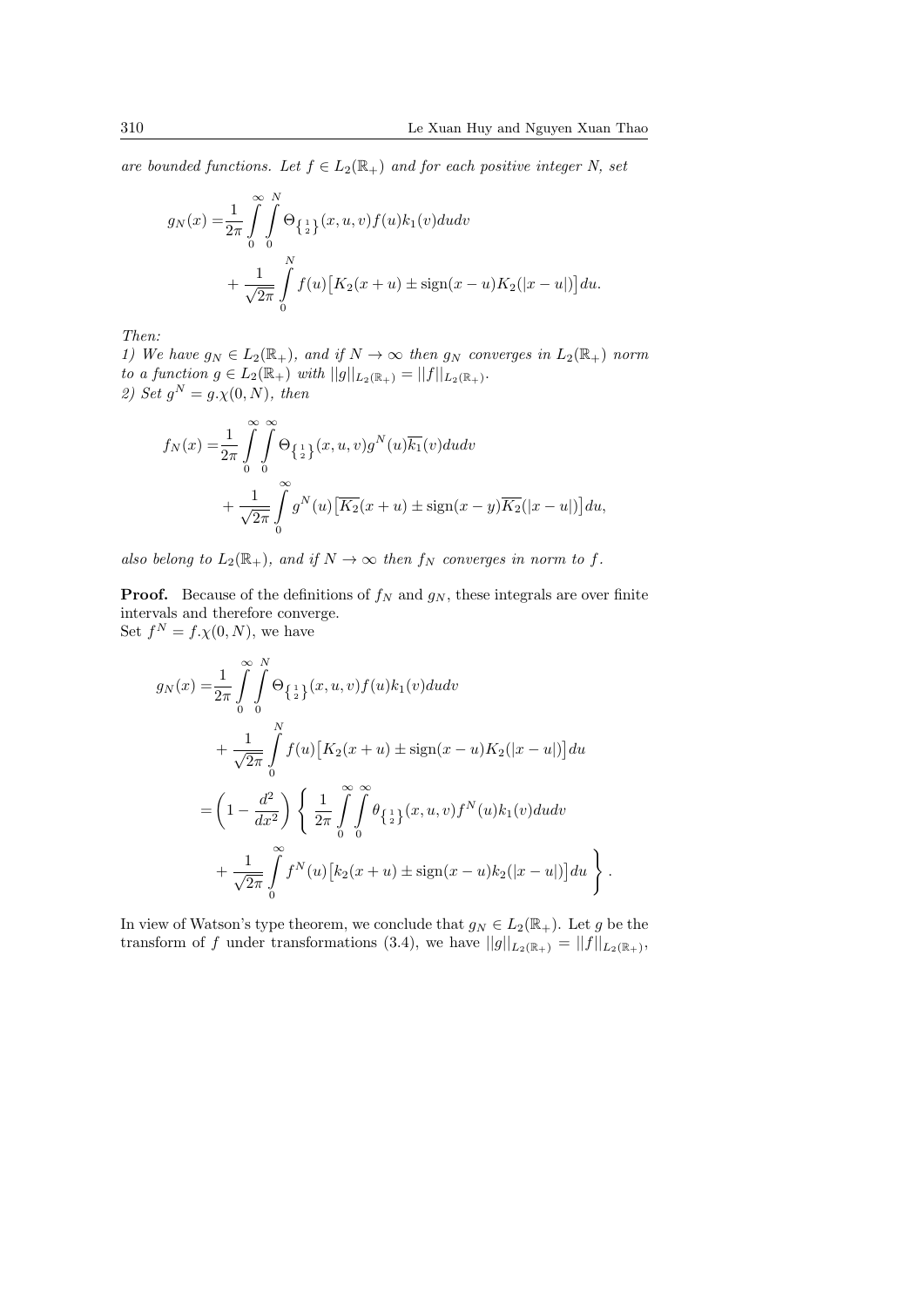*are bounded functions. Let $f \in L_2(\mathbb{R}_+)$ and for each positive integer $N$, set*

$$
\begin{aligned}
g_N(x) =& \frac{1}{2\pi} \int_0^\infty \int_0^N \Theta_{\left\{\frac{1}{2}\right\}}(x,u,v) f(u) k_1(v) du dv \\
&+ \frac{1}{\sqrt{2\pi}} \int_0^N f(u) \big[ K_2(x+u) \pm \operatorname{sign}(x-u) K_2(|x-u|) \big] du.
\end{aligned}
$$

*Then:*
*1) We have $g_N \in L_2(\mathbb{R}_+)$, and if $N \to \infty$ then $g_N$ converges in $L_2(\mathbb{R}_+)$ norm to a function $g \in L_2(\mathbb{R}_+)$ with $||g||_{L_2(\mathbb{R}_+)} = ||f||_{L_2(\mathbb{R}_+)}$.*
*2) Set $g^N = g.\chi(0,N)$, then*

$$
\begin{aligned}
f_N(x) =& \frac{1}{2\pi} \int_0^\infty \int_0^\infty \Theta_{\left\{\frac{1}{2}\right\}}(x,u,v) g^N(u) \overline{k_1}(v) du dv \\
&+ \frac{1}{\sqrt{2\pi}} \int_0^\infty g^N(u) \big[ \overline{K_2}(x+u) \pm \operatorname{sign}(x-y) \overline{K_2}(|x-u|) \big] du,
\end{aligned}
$$

*also belong to $L_2(\mathbb{R}_+)$, and if $N \to \infty$ then $f_N$ converges in norm to $f$.*

**Proof.** Because of the definitions of $f_N$ and $g_N$, these integrals are over finite intervals and therefore converge.
Set $f^N = f.\chi(0,N)$, we have

$$
\begin{aligned}
g_N(x) =& \frac{1}{2\pi} \int_0^\infty \int_0^N \Theta_{\left\{\frac{1}{2}\right\}}(x,u,v) f(u) k_1(v) du dv \\
&+ \frac{1}{\sqrt{2\pi}} \int_0^N f(u) \big[ K_2(x+u) \pm \operatorname{sign}(x-u) K_2(|x-u|) \big] du \\
=& \left( 1 - \frac{d^2}{dx^2} \right) \left\{ \frac{1}{2\pi} \int_0^\infty \int_0^\infty \theta_{\left\{\frac{1}{2}\right\}}(x,u,v) f^N(u) k_1(v) du dv \right. \\
&\left. + \frac{1}{\sqrt{2\pi}} \int_0^\infty f^N(u) \big[ k_2(x+u) \pm \operatorname{sign}(x-u) k_2(|x-u|) \big] du \right\}.
\end{aligned}
$$

In view of Watson's type theorem, we conclude that $g_N \in L_2(\mathbb{R}_+)$. Let $g$ be the transform of $f$ under transformations (3.4), we have $||g||_{L_2(\mathbb{R}_+)} = ||f||_{L_2(\mathbb{R}_+)}$,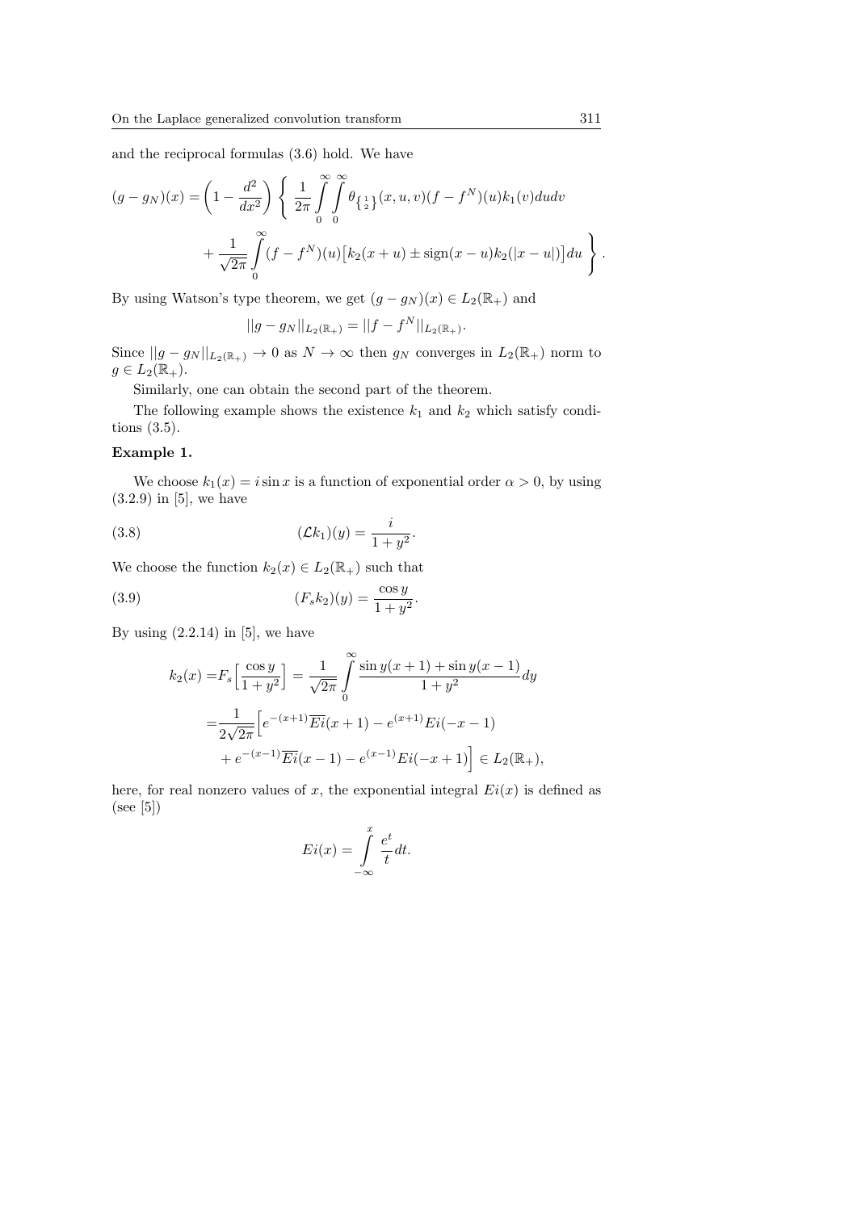and the reciprocal formulas (3.6) hold. We have

$$(g-g_N)(x)=\left(1-\frac{d^2}{dx^2}\right)\left\{\frac{1}{2\pi}\int\limits_0^\infty\int\limits_0^\infty \theta_{\left\{\frac{1}{2}\right\}}(x,u,v)(f-f^N)(u)k_1(v)dudv\right.$$
$$\left.+\frac{1}{\sqrt{2\pi}}\int\limits_0^\infty (f-f^N)(u)\big[k_2(x+u)\pm\operatorname{sign}(x-u)k_2(|x-u|)\big]du\right\}.$$

By using Watson's type theorem, we get $(g-g_N)(x)\in L_2(\mathbb{R}_+)$ and

$$||g-g_N||_{L_2(\mathbb{R}_+)}=||f-f^N||_{L_2(\mathbb{R}_+)}.$$

Since $||g-g_N||_{L_2(\mathbb{R}_+)}\to 0$ as $N\to\infty$ then $g_N$ converges in $L_2(\mathbb{R}_+)$ norm to $g\in L_2(\mathbb{R}_+)$.

Similarly, one can obtain the second part of the theorem.

The following example shows the existence $k_1$ and $k_2$ which satisfy conditions (3.5).

**Example 1.**

We choose $k_1(x)=i\sin x$ is a function of exponential order $\alpha>0$, by using (3.2.9) in [5], we have

$$(\mathcal{L}k_1)(y)=\frac{i}{1+y^2}. \tag{3.8}$$

We choose the function $k_2(x)\in L_2(\mathbb{R}_+)$ such that

$$(F_s k_2)(y)=\frac{\cos y}{1+y^2}. \tag{3.9}$$

By using (2.2.14) in [5], we have

$$\begin{aligned}
k_2(x)=&F_s\Big[\frac{\cos y}{1+y^2}\Big]=\frac{1}{\sqrt{2\pi}}\int\limits_0^\infty\frac{\sin y(x+1)+\sin y(x-1)}{1+y^2}dy\\
=&\frac{1}{2\sqrt{2\pi}}\Big[e^{-(x+1)}\overline{Ei}(x+1)-e^{(x+1)}Ei(-x-1)\\
&+e^{-(x-1)}\overline{Ei}(x-1)-e^{(x-1)}Ei(-x+1)\Big]\in L_2(\mathbb{R}_+),
\end{aligned}$$

here, for real nonzero values of $x$, the exponential integral $Ei(x)$ is defined as (see [5])

$$Ei(x)=\int\limits_{-\infty}^{x}\frac{e^t}{t}dt.$$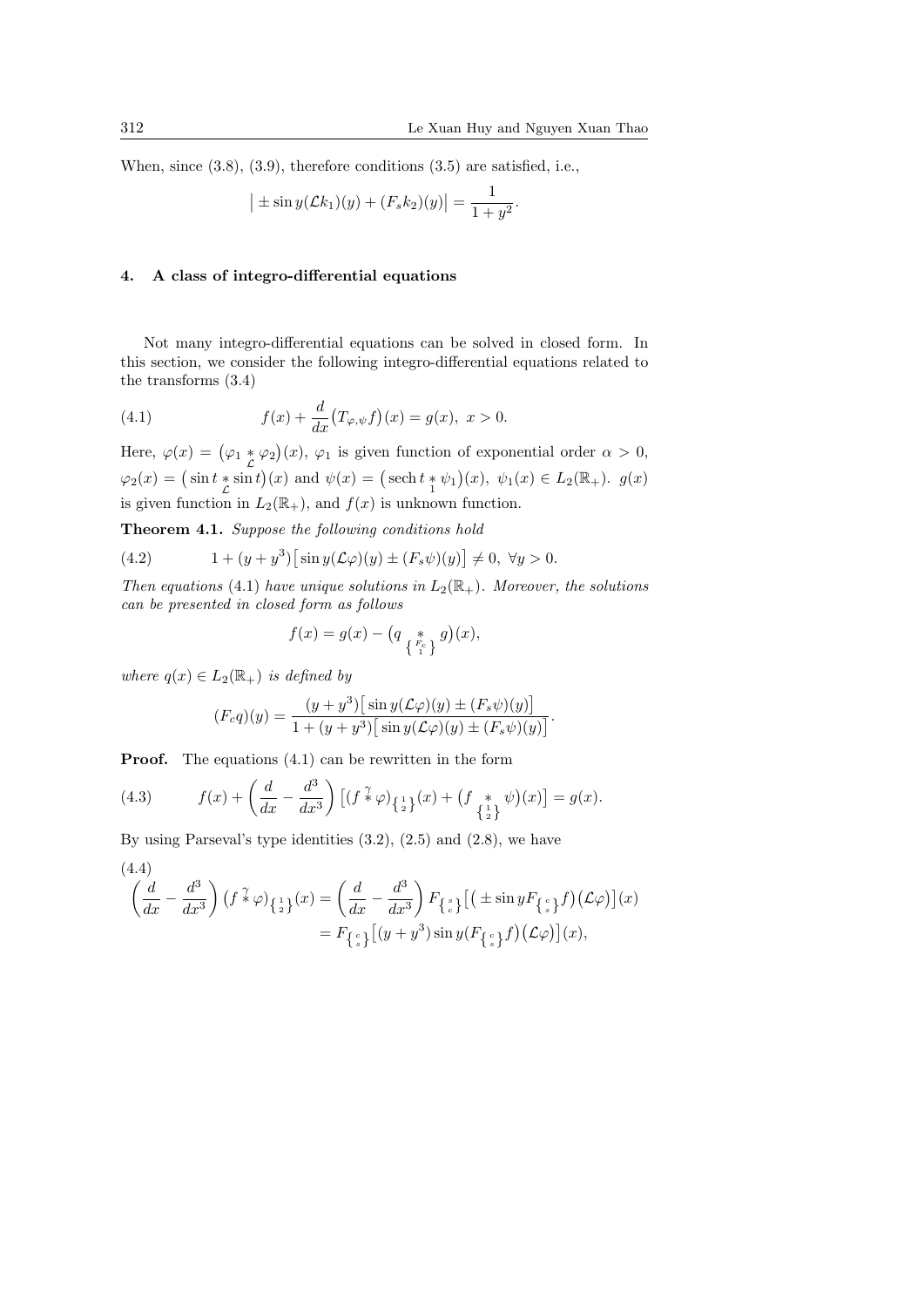When, since (3.8), (3.9), therefore conditions (3.5) are satisfied, i.e.,

$$\big| \pm \sin y(\mathcal{L}k_1)(y) + (F_s k_2)(y)\big| = \frac{1}{1+y^2}.$$

## 4. A class of integro-differential equations

Not many integro-differential equations can be solved in closed form. In this section, we consider the following integro-differential equations related to the transforms (3.4)

$$f(x) + \frac{d}{dx}\big(T_{\varphi,\psi} f\big)(x) = g(x),\ x > 0. \tag{4.1}$$

Here, $\varphi(x) = \big(\varphi_1 \underset{\mathcal{L}}{*} \varphi_2\big)(x)$, $\varphi_1$ is given function of exponential order $\alpha > 0$, $\varphi_2(x) = \big(\sin t \underset{\mathcal{L}}{*} \sin t\big)(x)$ and $\psi(x) = \big(\operatorname{sech} t \underset{1}{*} \psi_1\big)(x)$, $\psi_1(x) \in L_2(\mathbb{R}_+)$. $g(x)$ is given function in $L_2(\mathbb{R}_+)$, and $f(x)$ is unknown function.

**Theorem 4.1.** *Suppose the following conditions hold*

$$1 + (y+y^3)\big[\sin y(\mathcal{L}\varphi)(y) \pm (F_s\psi)(y)\big] \neq 0,\ \forall y > 0. \tag{4.2}$$

*Then equations* (4.1) *have unique solutions in* $L_2(\mathbb{R}_+)$. *Moreover, the solutions can be presented in closed form as follows*

$$f(x) = g(x) - \big(q \underset{\left\{\substack{F_c \\ 1}\right\}}{*} g\big)(x),$$

*where* $q(x) \in L_2(\mathbb{R}_+)$ *is defined by*

$$(F_c q)(y) = \frac{(y+y^3)\big[\sin y(\mathcal{L}\varphi)(y) \pm (F_s\psi)(y)\big]}{1 + (y+y^3)\big[\sin y(\mathcal{L}\varphi)(y) \pm (F_s\psi)(y)\big]}.$$

**Proof.** The equations (4.1) can be rewritten in the form

$$f(x) + \left(\frac{d}{dx} - \frac{d^3}{dx^3}\right)\big[(f \overset{\gamma}{*} \varphi)_{\left\{\substack{1 \\ 2}\right\}}(x) + \big(f \underset{\left\{\substack{1 \\ 2}\right\}}{*} \psi\big)(x)\big] = g(x). \tag{4.3}$$

By using Parseval's type identities (3.2), (2.5) and (2.8), we have

$$\begin{aligned}
\left(\frac{d}{dx} - \frac{d^3}{dx^3}\right)\big(f \overset{\gamma}{*} \varphi\big)_{\left\{\substack{1 \\ 2}\right\}}(x) &= \left(\frac{d}{dx} - \frac{d^3}{dx^3}\right) F_{\left\{\substack{s \\ c}\right\}}\big[\big(\pm \sin y F_{\left\{\substack{c \\ s}\right\}} f\big)\big(\mathcal{L}\varphi\big)\big](x) \\
&= F_{\left\{\substack{c \\ s}\right\}}\big[(y+y^3)\sin y\big(F_{\left\{\substack{c \\ s}\right\}} f\big)\big(\mathcal{L}\varphi\big)\big](x),
\end{aligned} \tag{4.4}$$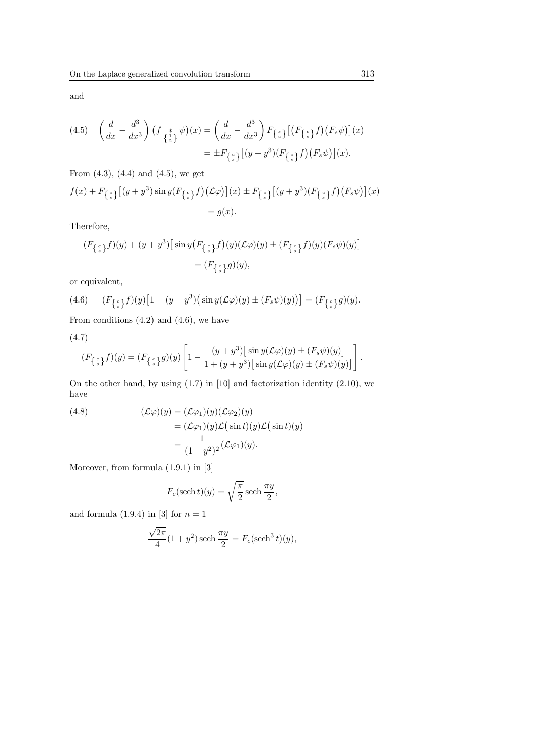and

$$
(4.5)\quad \left(\frac{d}{dx}-\frac{d^3}{dx^3}\right)\big(f \underset{\left\{\substack{1\\2}\right\}}{*} \psi\big)(x) = \left(\frac{d}{dx}-\frac{d^3}{dx^3}\right) F_{\left\{\substack{s\\c}\right\}}\big[\big(F_{\left\{\substack{c\\s}\right\}}f\big)\big(F_s\psi\big)\big](x)
$$

$$
= \pm F_{\left\{\substack{c\\s}\right\}}\big[(y+y^3)(F_{\left\{\substack{c\\s}\right\}}f\big)\big(F_s\psi\big)\big](x).
$$

From (4.3), (4.4) and (4.5), we get

$$
f(x) + F_{\left\{\substack{c\\s}\right\}}\big[(y+y^3)\sin y(F_{\left\{\substack{c\\s}\right\}}f\big)\big(\mathcal{L}\varphi\big)\big](x) \pm F_{\left\{\substack{c\\s}\right\}}\big[(y+y^3)(F_{\left\{\substack{c\\s}\right\}}f\big)\big(F_s\psi\big)\big](x)
$$

$$
= g(x).
$$

Therefore,

$$
(F_{\left\{\substack{c\\s}\right\}}f)(y) + (y+y^3)\big[\sin y\big(F_{\left\{\substack{c\\s}\right\}}f\big)(y)(\mathcal{L}\varphi)(y) \pm (F_{\left\{\substack{c\\s}\right\}}f)(y)(F_s\psi)(y)\big]
$$

$$
= (F_{\left\{\substack{c\\s}\right\}}g)(y),
$$

or equivalent,

$$
(4.6)\quad (F_{\left\{\substack{c\\s}\right\}}f)(y)\big[1+(y+y^3)\big(\sin y(\mathcal{L}\varphi)(y) \pm (F_s\psi)(y)\big)\big] = (F_{\left\{\substack{c\\s}\right\}}g)(y).
$$

From conditions (4.2) and (4.6), we have

(4.7)

$$
(F_{\left\{\substack{c\\s}\right\}}f)(y) = (F_{\left\{\substack{c\\s}\right\}}g)(y)\left[1 - \frac{(y+y^3)\big[\sin y(\mathcal{L}\varphi)(y) \pm (F_s\psi)(y)\big]}{1+(y+y^3)\big[\sin y(\mathcal{L}\varphi)(y) \pm (F_s\psi)(y)\big]}\right].
$$

On the other hand, by using (1.7) in [10] and factorization identity (2.10), we have

$$
\begin{aligned}
(4.8)\qquad (\mathcal{L}\varphi)(y) &= (\mathcal{L}\varphi_1)(y)(\mathcal{L}\varphi_2)(y)\\
&= (\mathcal{L}\varphi_1)(y)\mathcal{L}\big(\sin t\big)(y)\mathcal{L}\big(\sin t\big)(y)\\
&= \frac{1}{(1+y^2)^2}(\mathcal{L}\varphi_1)(y).
\end{aligned}
$$

Moreover, from formula (1.9.1) in [3]

$$
F_c(\operatorname{sech} t)(y) = \sqrt{\frac{\pi}{2}}\operatorname{sech}\frac{\pi y}{2},
$$

and formula (1.9.4) in [3] for $n=1$

$$
\frac{\sqrt{2\pi}}{4}(1+y^2)\operatorname{sech}\frac{\pi y}{2} = F_c(\operatorname{sech}^3 t)(y),
$$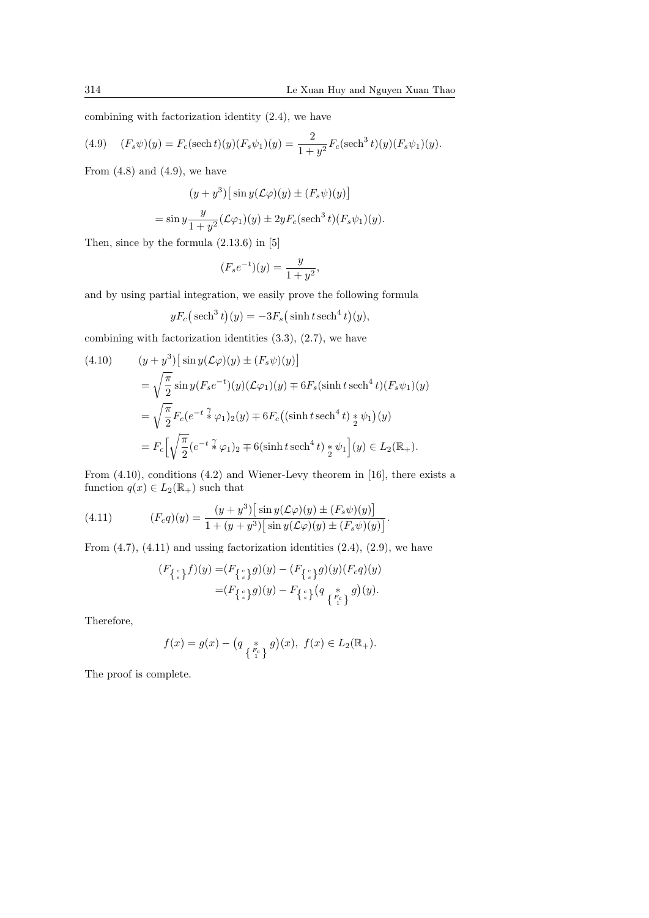combining with factorization identity (2.4), we have

$$(F_s\psi)(y) = F_c(\operatorname{sech} t)(y)(F_s\psi_1)(y) = \frac{2}{1+y^2}F_c(\operatorname{sech}^3 t)(y)(F_s\psi_1)(y). \tag{4.9}$$

From (4.8) and (4.9), we have

$$(y+y^3)\big[\sin y(\mathcal{L}\varphi)(y) \pm (F_s\psi)(y)\big]$$

$$= \sin y \frac{y}{1+y^2}(\mathcal{L}\varphi_1)(y) \pm 2yF_c(\operatorname{sech}^3 t)(F_s\psi_1)(y).$$

Then, since by the formula (2.13.6) in [5]

$$(F_s e^{-t})(y) = \frac{y}{1+y^2},$$

and by using partial integration, we easily prove the following formula

$$yF_c\big(\operatorname{sech}^3 t\big)(y) = -3F_s\big(\sinh t \operatorname{sech}^4 t\big)(y),$$

combining with factorization identities (3.3), (2.7), we have

$$\begin{aligned}
(4.10) \qquad & (y+y^3)\big[\sin y(\mathcal{L}\varphi)(y) \pm (F_s\psi)(y)\big] \\
&= \sqrt{\frac{\pi}{2}} \sin y(F_s e^{-t})(y)(\mathcal{L}\varphi_1)(y) \mp 6F_s(\sinh t \operatorname{sech}^4 t)(F_s\psi_1)(y) \\
&= \sqrt{\frac{\pi}{2}} F_c(e^{-t} \overset{\gamma}{*} \varphi_1)_2(y) \mp 6F_c\big((\sinh t \operatorname{sech}^4 t) \underset{2}{*} \psi_1\big)(y) \\
&= F_c\Big[\sqrt{\frac{\pi}{2}}(e^{-t} \overset{\gamma}{*} \varphi_1)_2 \mp 6(\sinh t \operatorname{sech}^4 t) \underset{2}{*} \psi_1\Big](y) \in L_2(\mathbb{R}_+).
\end{aligned}$$

From (4.10), conditions (4.2) and Wiener-Levy theorem in [16], there exists a function $q(x) \in L_2(\mathbb{R}_+)$ such that

$$(F_c q)(y) = \frac{(y+y^3)\big[\sin y(\mathcal{L}\varphi)(y) \pm (F_s\psi)(y)\big]}{1+(y+y^3)\big[\sin y(\mathcal{L}\varphi)(y) \pm (F_s\psi)(y)\big]}. \tag{4.11}$$

From (4.7), (4.11) and ussing factorization identities (2.4), (2.9), we have

$$\begin{aligned}
(F_{\left\{ {c \atop s} \right\}}f)(y) &= (F_{\left\{ {c \atop s} \right\}}g)(y) - (F_{\left\{ {c \atop s} \right\}}g)(y)(F_c q)(y) \\
&= (F_{\left\{ {c \atop s} \right\}}g)(y) - F_{\left\{ {c \atop s} \right\}}\big(q \underset{\left\{ {F_c \atop 1} \right\}}{*} g\big)(y).
\end{aligned}$$

Therefore,

$$f(x) = g(x) - \big(q \underset{\left\{ {F_c \atop 1} \right\}}{*} g\big)(x), \ f(x) \in L_2(\mathbb{R}_+).$$

The proof is complete.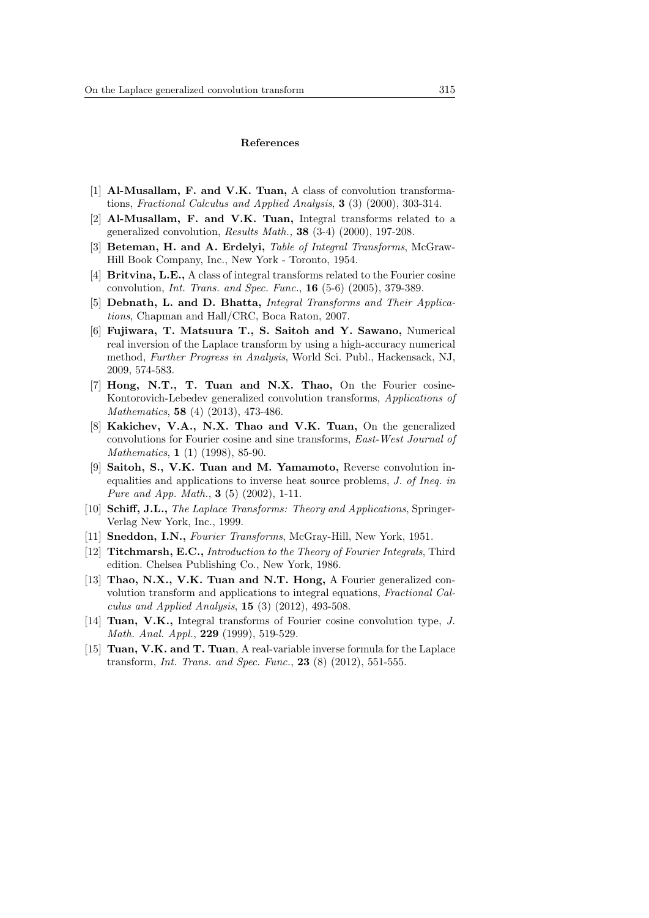## References

[1] **Al-Musallam, F. and V.K. Tuan,** A class of convolution transformations, *Fractional Calculus and Applied Analysis*, **3** (3) (2000), 303-314.

[2] **Al-Musallam, F. and V.K. Tuan,** Integral transforms related to a generalized convolution, *Results Math.*, **38** (3-4) (2000), 197-208.

[3] **Beteman, H. and A. Erdelyi,** *Table of Integral Transforms*, McGraw-Hill Book Company, Inc., New York - Toronto, 1954.

[4] **Britvina, L.E.,** A class of integral transforms related to the Fourier cosine convolution, *Int. Trans. and Spec. Func.*, **16** (5-6) (2005), 379-389.

[5] **Debnath, L. and D. Bhatta,** *Integral Transforms and Their Applications*, Chapman and Hall/CRC, Boca Raton, 2007.

[6] **Fujiwara, T. Matsuura T., S. Saitoh and Y. Sawano,** Numerical real inversion of the Laplace transform by using a high-accuracy numerical method, *Further Progress in Analysis*, World Sci. Publ., Hackensack, NJ, 2009, 574-583.

[7] **Hong, N.T., T. Tuan and N.X. Thao,** On the Fourier cosine-Kontorovich-Lebedev generalized convolution transforms, *Applications of Mathematics*, **58** (4) (2013), 473-486.

[8] **Kakichev, V.A., N.X. Thao and V.K. Tuan,** On the generalized convolutions for Fourier cosine and sine transforms, *East-West Journal of Mathematics*, **1** (1) (1998), 85-90.

[9] **Saitoh, S., V.K. Tuan and M. Yamamoto,** Reverse convolution inequalities and applications to inverse heat source problems, *J. of Ineq. in Pure and App. Math.*, **3** (5) (2002), 1-11.

[10] **Schiff, J.L.,** *The Laplace Transforms: Theory and Applications*, Springer-Verlag New York, Inc., 1999.

[11] **Sneddon, I.N.,** *Fourier Transforms*, McGray-Hill, New York, 1951.

[12] **Titchmarsh, E.C.,** *Introduction to the Theory of Fourier Integrals*, Third edition. Chelsea Publishing Co., New York, 1986.

[13] **Thao, N.X., V.K. Tuan and N.T. Hong,** A Fourier generalized convolution transform and applications to integral equations, *Fractional Calculus and Applied Analysis*, **15** (3) (2012), 493-508.

[14] **Tuan, V.K.,** Integral transforms of Fourier cosine convolution type, *J. Math. Anal. Appl.*, **229** (1999), 519-529.

[15] **Tuan, V.K. and T. Tuan**, A real-variable inverse formula for the Laplace transform, *Int. Trans. and Spec. Func.*, **23** (8) (2012), 551-555.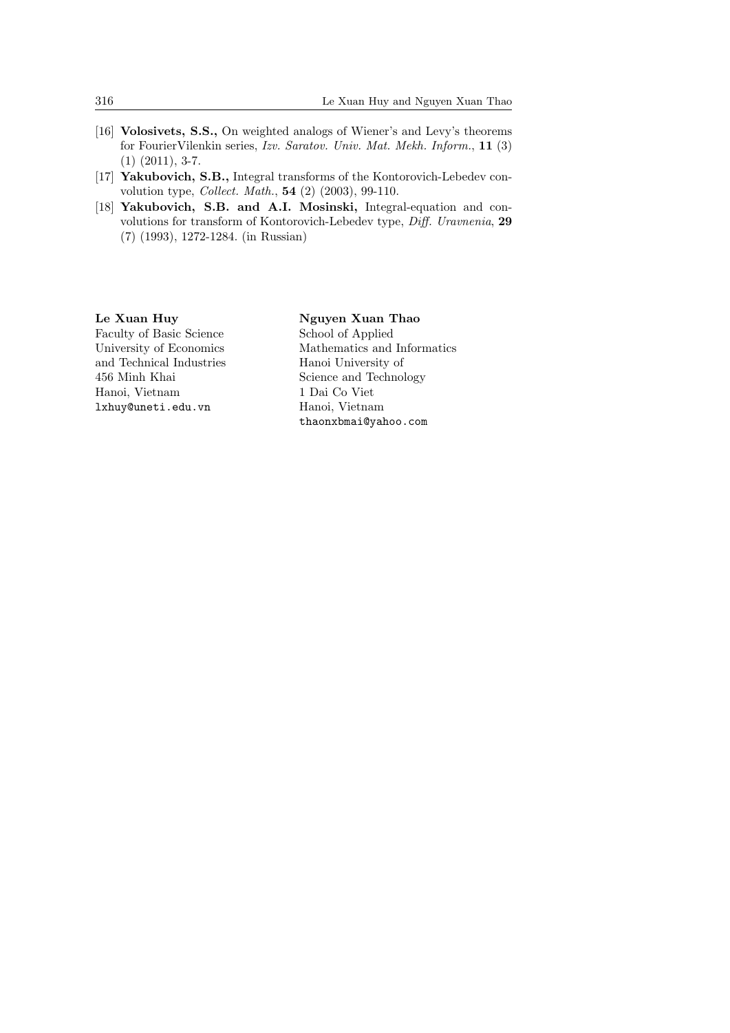[16] **Volosivets, S.S.,** On weighted analogs of Wiener's and Levy's theorems for FourierVilenkin series, *Izv. Saratov. Univ. Mat. Mekh. Inform.*, **11** (3) (1) (2011), 3-7.

[17] **Yakubovich, S.B.,** Integral transforms of the Kontorovich-Lebedev convolution type, *Collect. Math.*, **54** (2) (2003), 99-110.

[18] **Yakubovich, S.B. and A.I. Mosinski,** Integral-equation and convolutions for transform of Kontorovich-Lebedev type, *Diff. Uravnenia*, **29** (7) (1993), 1272-1284. (in Russian)

**Le Xuan Huy**
Faculty of Basic Science
University of Economics
and Technical Industries
456 Minh Khai
Hanoi, Vietnam
lxhuy@uneti.edu.vn

**Nguyen Xuan Thao**
School of Applied
Mathematics and Informatics
Hanoi University of
Science and Technology
1 Dai Co Viet
Hanoi, Vietnam
thaonxbmai@yahoo.com